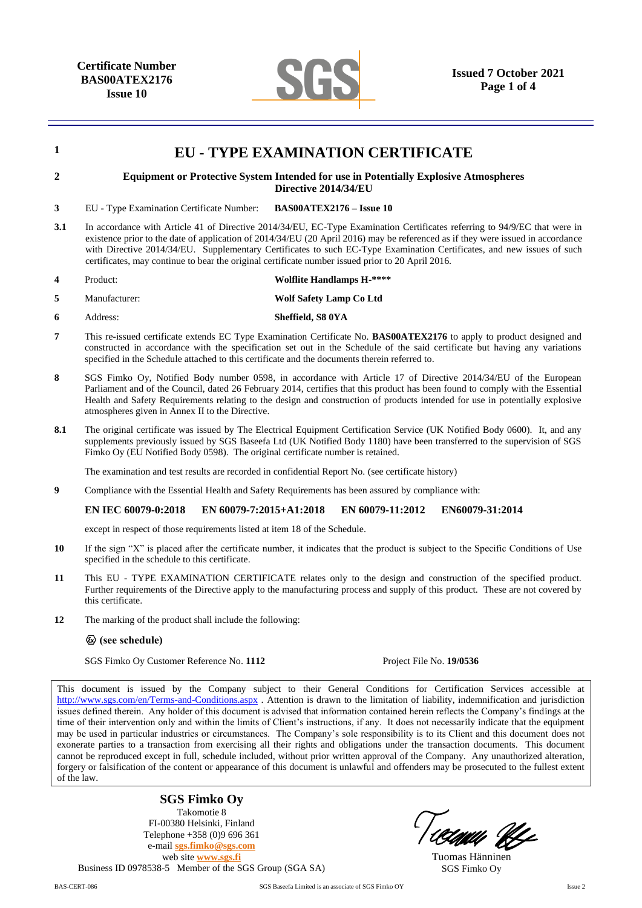**Certificate Number**
**BAS00ATEX2176**
**Issue 10**

**Issued 7 October 2021**

# 1 EU - TYPE EXAMINATION CERTIFICATE

**2 Equipment or Protective System Intended for use in Potentially Explosive Atmospheres Directive 2014/34/EU**

**3** EU - Type Examination Certificate Number: **BAS00ATEX2176 – Issue 10**

**3.1** In accordance with Article 41 of Directive 2014/34/EU, EC-Type Examination Certificates referring to 94/9/EC that were in existence prior to the date of application of 2014/34/EU (20 April 2016) may be referenced as if they were issued in accordance with Directive 2014/34/EU. Supplementary Certificates to such EC-Type Examination Certificates, and new issues of such certificates, may continue to bear the original certificate number issued prior to 20 April 2016.

**4** Product: **Wolflite Handlamps H-****

**5** Manufacturer: **Wolf Safety Lamp Co Ltd**

**6** Address: **Sheffield, S8 0YA**

**7** This re-issued certificate extends EC Type Examination Certificate No. **BAS00ATEX2176** to apply to product designed and constructed in accordance with the specification set out in the Schedule of the said certificate but having any variations specified in the Schedule attached to this certificate and the documents therein referred to.

**8** SGS Fimko Oy, Notified Body number 0598, in accordance with Article 17 of Directive 2014/34/EU of the European Parliament and of the Council, dated 26 February 2014, certifies that this product has been found to comply with the Essential Health and Safety Requirements relating to the design and construction of products intended for use in potentially explosive atmospheres given in Annex II to the Directive.

**8.1** The original certificate was issued by The Electrical Equipment Certification Service (UK Notified Body 0600). It, and any supplements previously issued by SGS Baseefa Ltd (UK Notified Body 1180) have been transferred to the supervision of SGS Fimko Oy (EU Notified Body 0598). The original certificate number is retained.

The examination and test results are recorded in confidential Report No. (see certificate history)

**9** Compliance with the Essential Health and Safety Requirements has been assured by compliance with:

**EN IEC 60079-0:2018 EN 60079-7:2015+A1:2018 EN 60079-11:2012 EN60079-31:2014**

except in respect of those requirements listed at item 18 of the Schedule.

**10** If the sign "X" is placed after the certificate number, it indicates that the product is subject to the Specific Conditions of Use specified in the schedule to this certificate.

**11** This EU - TYPE EXAMINATION CERTIFICATE relates only to the design and construction of the specified product. Further requirements of the Directive apply to the manufacturing process and supply of this product. These are not covered by this certificate.

**12** The marking of the product shall include the following:

**Ⓔx (see schedule)**

SGS Fimko Oy Customer Reference No. **1112** Project File No. **19/0536**

This document is issued by the Company subject to their General Conditions for Certification Services accessible at http://www.sgs.com/en/Terms-and-Conditions.aspx . Attention is drawn to the limitation of liability, indemnification and jurisdiction issues defined therein. Any holder of this document is advised that information contained herein reflects the Company's findings at the time of their intervention only and within the limits of Client's instructions, if any. It does not necessarily indicate that the equipment may be used in particular industries or circumstances. The Company's sole responsibility is to its Client and this document does not exonerate parties to a transaction from exercising all their rights and obligations under the transaction documents. This document cannot be reproduced except in full, schedule included, without prior written approval of the Company. Any unauthorized alteration, forgery or falsification of the content or appearance of this document is unlawful and offenders may be prosecuted to the fullest extent of the law.

**SGS Fimko Oy**
Takomotie 8
FI-00380 Helsinki, Finland
Telephone +358 (0)9 696 361
e-mail sgs.fimko@sgs.com
web site www.sgs.fi
Business ID 0978538-5 Member of the SGS Group (SGA SA)

Tuomas Hänninen
SGS Fimko Oy

BAS-CERT-086 SGS Baseefa Limited is an associate of SGS Fimko OY Issue 2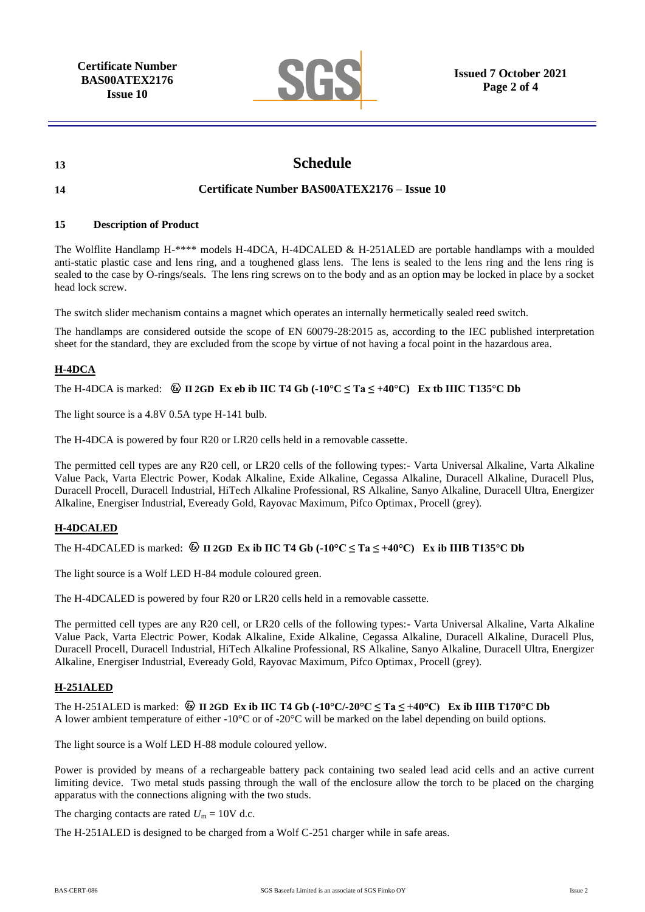13 **Schedule**

14 **Certificate Number BAS00ATEX2176 – Issue 10**

**15 Description of Product**

The Wolflite Handlamp H-**** models H-4DCA, H-4DCALED & H-251ALED are portable handlamps with a moulded anti-static plastic case and lens ring, and a toughened glass lens. The lens is sealed to the lens ring and the lens ring is sealed to the case by O-rings/seals. The lens ring screws on to the body and as an option may be locked in place by a socket head lock screw.

The switch slider mechanism contains a magnet which operates an internally hermetically sealed reed switch.

The handlamps are considered outside the scope of EN 60079-28:2015 as, according to the IEC published interpretation sheet for the standard, they are excluded from the scope by virtue of not having a focal point in the hazardous area.

**H-4DCA**

The H-4DCA is marked: ⟨Ex⟩ **II 2GD Ex eb ib IIC T4 Gb (-10°C ≤ Ta ≤ +40°C) Ex tb IIIC T135°C Db**

The light source is a 4.8V 0.5A type H-141 bulb.

The H-4DCA is powered by four R20 or LR20 cells held in a removable cassette.

The permitted cell types are any R20 cell, or LR20 cells of the following types:- Varta Universal Alkaline, Varta Alkaline Value Pack, Varta Electric Power, Kodak Alkaline, Exide Alkaline, Cegassa Alkaline, Duracell Alkaline, Duracell Plus, Duracell Procell, Duracell Industrial, HiTech Alkaline Professional, RS Alkaline, Sanyo Alkaline, Duracell Ultra, Energizer Alkaline, Energiser Industrial, Eveready Gold, Rayovac Maximum, Pifco Optimax, Procell (grey).

**H-4DCALED**

The H-4DCALED is marked: ⟨Ex⟩ **II 2GD Ex ib IIC T4 Gb (-10°C ≤ Ta ≤ +40°C) Ex ib IIIB T135°C Db**

The light source is a Wolf LED H-84 module coloured green.

The H-4DCALED is powered by four R20 or LR20 cells held in a removable cassette.

The permitted cell types are any R20 cell, or LR20 cells of the following types:- Varta Universal Alkaline, Varta Alkaline Value Pack, Varta Electric Power, Kodak Alkaline, Exide Alkaline, Cegassa Alkaline, Duracell Alkaline, Duracell Plus, Duracell Procell, Duracell Industrial, HiTech Alkaline Professional, RS Alkaline, Sanyo Alkaline, Duracell Ultra, Energizer Alkaline, Energiser Industrial, Eveready Gold, Rayovac Maximum, Pifco Optimax, Procell (grey).

**H-251ALED**

The H-251ALED is marked: ⟨Ex⟩ **II 2GD Ex ib IIC T4 Gb (-10°C/-20°C ≤ Ta ≤ +40°C) Ex ib IIIB T170°C Db**
A lower ambient temperature of either -10°C or of -20°C will be marked on the label depending on build options.

The light source is a Wolf LED H-88 module coloured yellow.

Power is provided by means of a rechargeable battery pack containing two sealed lead acid cells and an active current limiting device. Two metal studs passing through the wall of the enclosure allow the torch to be placed on the charging apparatus with the connections aligning with the two studs.

The charging contacts are rated $U_m$ = 10V d.c.

The H-251ALED is designed to be charged from a Wolf C-251 charger while in safe areas.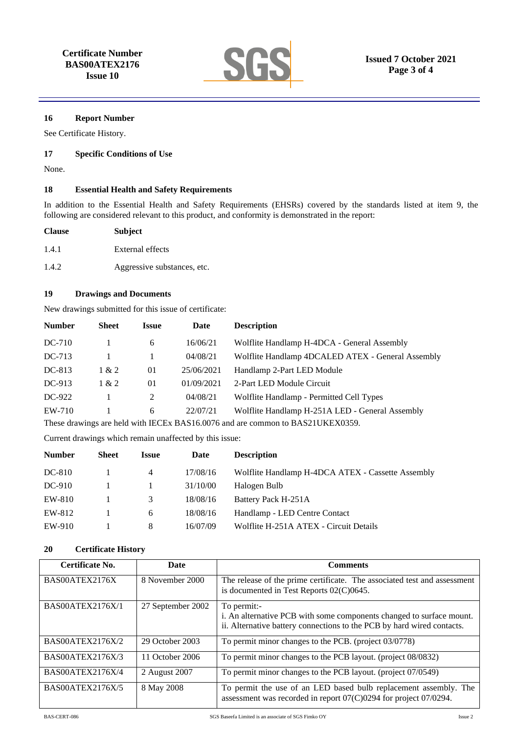## 16 Report Number

See Certificate History.

## 17 Specific Conditions of Use

None.

## 18 Essential Health and Safety Requirements

In addition to the Essential Health and Safety Requirements (EHSRs) covered by the standards listed at item 9, the following are considered relevant to this product, and conformity is demonstrated in the report:

| Clause | Subject |
|---|---|
| 1.4.1 | External effects |
| 1.4.2 | Aggressive substances, etc. |

## 19 Drawings and Documents

New drawings submitted for this issue of certificate:

| Number | Sheet | Issue | Date | Description |
|---|---|---|---|---|
| DC-710 | 1 | 6 | 16/06/21 | Wolflite Handlamp H-4DCA - General Assembly |
| DC-713 | 1 | 1 | 04/08/21 | Wolflite Handlamp 4DCALED ATEX - General Assembly |
| DC-813 | 1 & 2 | 01 | 25/06/2021 | Handlamp 2-Part LED Module |
| DC-913 | 1 & 2 | 01 | 01/09/2021 | 2-Part LED Module Circuit |
| DC-922 | 1 | 2 | 04/08/21 | Wolflite Handlamp - Permitted Cell Types |
| EW-710 | 1 | 6 | 22/07/21 | Wolflite Handlamp H-251A LED - General Assembly |

These drawings are held with IECEx BAS16.0076 and are common to BAS21UKEX0359.

Current drawings which remain unaffected by this issue:

| Number | Sheet | Issue | Date | Description |
|---|---|---|---|---|
| DC-810 | 1 | 4 | 17/08/16 | Wolflite Handlamp H-4DCA ATEX - Cassette Assembly |
| DC-910 | 1 | 1 | 31/10/00 | Halogen Bulb |
| EW-810 | 1 | 3 | 18/08/16 | Battery Pack H-251A |
| EW-812 | 1 | 6 | 18/08/16 | Handlamp - LED Centre Contact |
| EW-910 | 1 | 8 | 16/07/09 | Wolflite H-251A ATEX - Circuit Details |

## 20 Certificate History

| Certificate No. | Date | Comments |
|---|---|---|
| BAS00ATEX2176X | 8 November 2000 | The release of the prime certificate. The associated test and assessment is documented in Test Reports 02(C)0645. |
| BAS00ATEX2176X/1 | 27 September 2002 | To permit:-<br>i. An alternative PCB with some components changed to surface mount.<br>ii. Alternative battery connections to the PCB by hard wired contacts. |
| BAS00ATEX2176X/2 | 29 October 2003 | To permit minor changes to the PCB. (project 03/0778) |
| BAS00ATEX2176X/3 | 11 October 2006 | To permit minor changes to the PCB layout. (project 08/0832) |
| BAS00ATEX2176X/4 | 2 August 2007 | To permit minor changes to the PCB layout. (project 07/0549) |
| BAS00ATEX2176X/5 | 8 May 2008 | To permit the use of an LED based bulb replacement assembly. The assessment was recorded in report 07(C)0294 for project 07/0294. |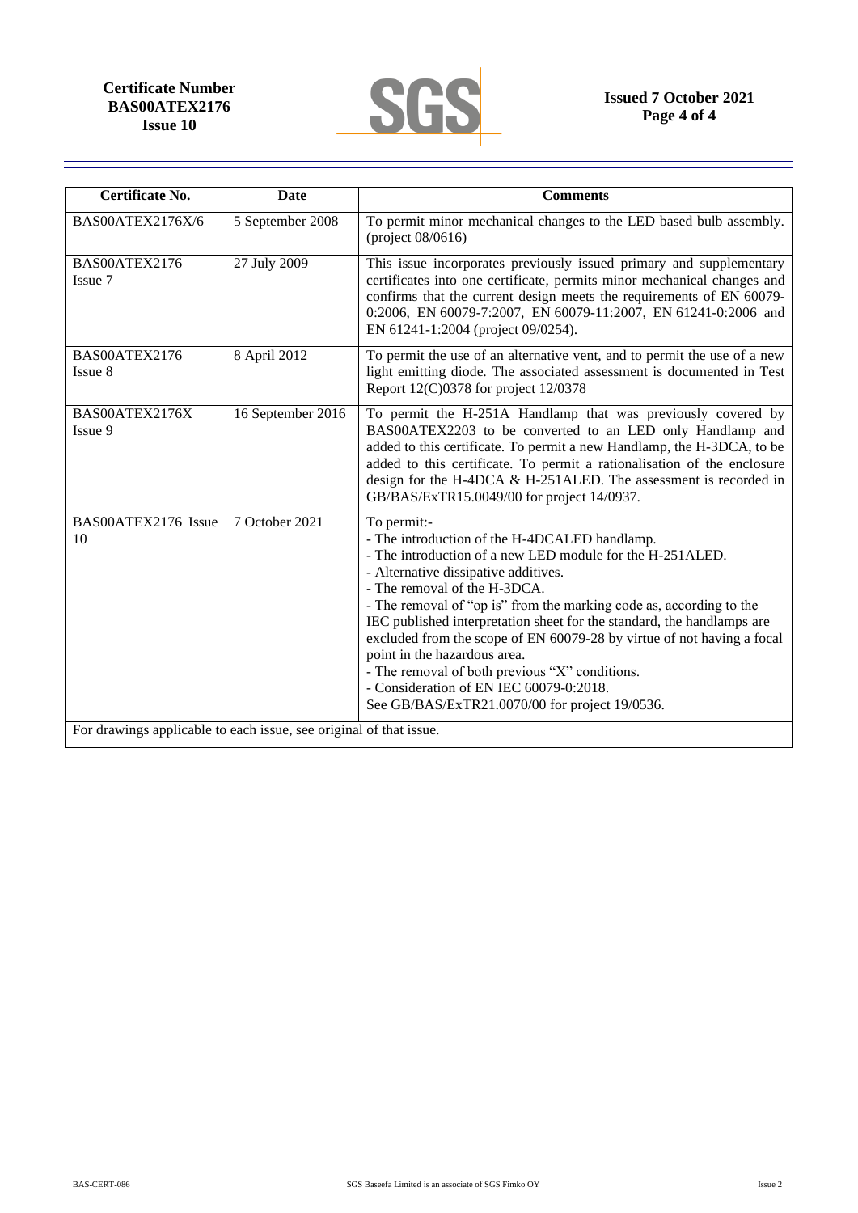| Certificate No. | Date | Comments |
| --- | --- | --- |
| BAS00ATEX2176X/6 | 5 September 2008 | To permit minor mechanical changes to the LED based bulb assembly. (project 08/0616) |
| BAS00ATEX2176 Issue 7 | 27 July 2009 | This issue incorporates previously issued primary and supplementary certificates into one certificate, permits minor mechanical changes and confirms that the current design meets the requirements of EN 60079-0:2006, EN 60079-7:2007, EN 60079-11:2007, EN 61241-0:2006 and EN 61241-1:2004 (project 09/0254). |
| BAS00ATEX2176 Issue 8 | 8 April 2012 | To permit the use of an alternative vent, and to permit the use of a new light emitting diode. The associated assessment is documented in Test Report 12(C)0378 for project 12/0378 |
| BAS00ATEX2176X Issue 9 | 16 September 2016 | To permit the H-251A Handlamp that was previously covered by BAS00ATEX2203 to be converted to an LED only Handlamp and added to this certificate. To permit a new Handlamp, the H-3DCA, to be added to this certificate. To permit a rationalisation of the enclosure design for the H-4DCA & H-251ALED. The assessment is recorded in GB/BAS/ExTR15.0049/00 for project 14/0937. |
| BAS00ATEX2176 Issue 10 | 7 October 2021 | To permit:- <br>- The introduction of the H-4DCALED handlamp. <br>- The introduction of a new LED module for the H-251ALED. <br>- Alternative dissipative additives. <br>- The removal of the H-3DCA. <br>- The removal of "op is" from the marking code as, according to the IEC published interpretation sheet for the standard, the handlamps are excluded from the scope of EN 60079-28 by virtue of not having a focal point in the hazardous area. <br>- The removal of both previous "X" conditions. <br>- Consideration of EN IEC 60079-0:2018. <br>See GB/BAS/ExTR21.0070/00 for project 19/0536. |

For drawings applicable to each issue, see original of that issue.